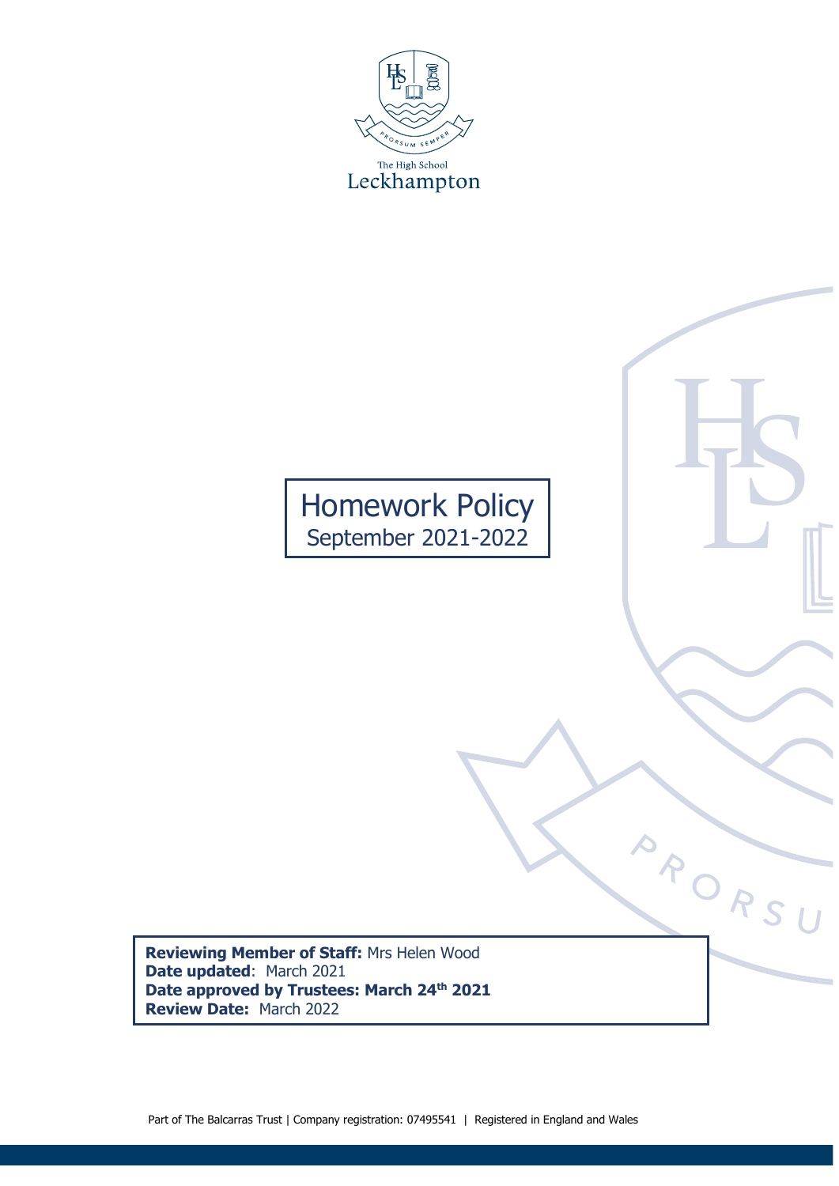The High School
Leckhampton

# Homework Policy

September 2021-2022

**Reviewing Member of Staff:** Mrs Helen Wood
**Date updated**: March 2021
**Date approved by Trustees: March 24th 2021**
**Review Date:** March 2022

Part of The Balcarras Trust | Company registration: 07495541 | Registered in England and Wales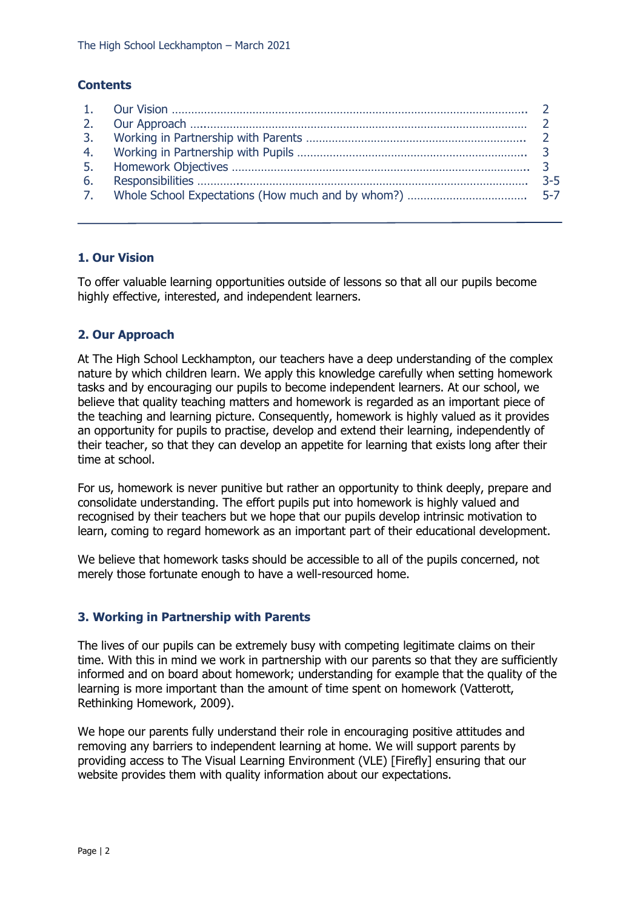## Contents

| | | |
|---|---|---|
| 1. | Our Vision | 2 |
| 2. | Our Approach | 2 |
| 3. | Working in Partnership with Parents | 2 |
| 4. | Working in Partnership with Pupils | 3 |
| 5. | Homework Objectives | 3 |
| 6. | Responsibilities | 3-5 |
| 7. | Whole School Expectations (How much and by whom?) | 5-7 |

---

### 1. Our Vision

To offer valuable learning opportunities outside of lessons so that all our pupils become highly effective, interested, and independent learners.

### 2. Our Approach

At The High School Leckhampton, our teachers have a deep understanding of the complex nature by which children learn. We apply this knowledge carefully when setting homework tasks and by encouraging our pupils to become independent learners. At our school, we believe that quality teaching matters and homework is regarded as an important piece of the teaching and learning picture. Consequently, homework is highly valued as it provides an opportunity for pupils to practise, develop and extend their learning, independently of their teacher, so that they can develop an appetite for learning that exists long after their time at school.

For us, homework is never punitive but rather an opportunity to think deeply, prepare and consolidate understanding. The effort pupils put into homework is highly valued and recognised by their teachers but we hope that our pupils develop intrinsic motivation to learn, coming to regard homework as an important part of their educational development.

We believe that homework tasks should be accessible to all of the pupils concerned, not merely those fortunate enough to have a well-resourced home.

### 3. Working in Partnership with Parents

The lives of our pupils can be extremely busy with competing legitimate claims on their time. With this in mind we work in partnership with our parents so that they are sufficiently informed and on board about homework; understanding for example that the quality of the learning is more important than the amount of time spent on homework (Vatterott, Rethinking Homework, 2009).

We hope our parents fully understand their role in encouraging positive attitudes and removing any barriers to independent learning at home. We will support parents by providing access to The Visual Learning Environment (VLE) [Firefly] ensuring that our website provides them with quality information about our expectations.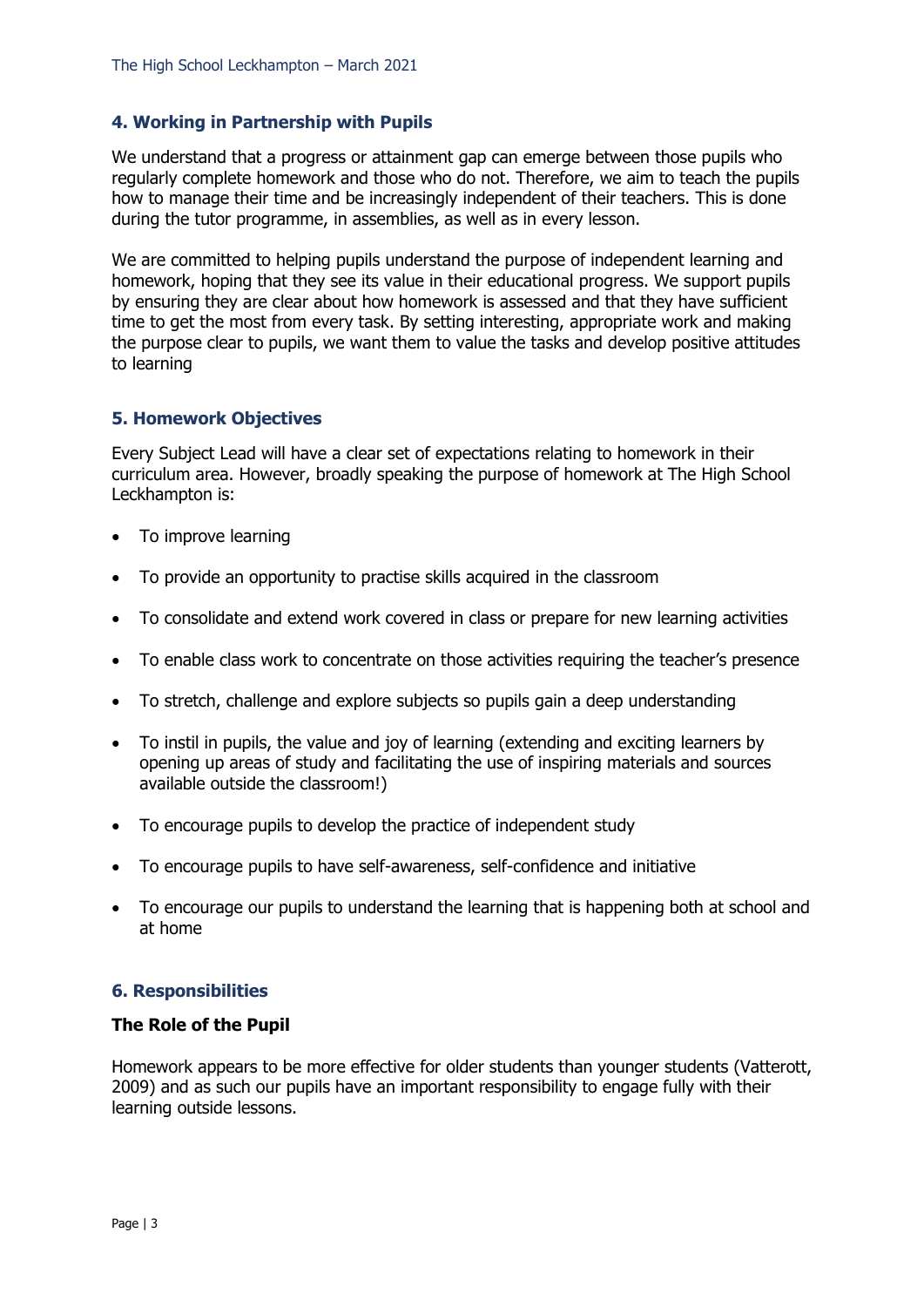## 4. Working in Partnership with Pupils

We understand that a progress or attainment gap can emerge between those pupils who regularly complete homework and those who do not. Therefore, we aim to teach the pupils how to manage their time and be increasingly independent of their teachers. This is done during the tutor programme, in assemblies, as well as in every lesson.

We are committed to helping pupils understand the purpose of independent learning and homework, hoping that they see its value in their educational progress. We support pupils by ensuring they are clear about how homework is assessed and that they have sufficient time to get the most from every task. By setting interesting, appropriate work and making the purpose clear to pupils, we want them to value the tasks and develop positive attitudes to learning

## 5. Homework Objectives

Every Subject Lead will have a clear set of expectations relating to homework in their curriculum area. However, broadly speaking the purpose of homework at The High School Leckhampton is:

- To improve learning
- To provide an opportunity to practise skills acquired in the classroom
- To consolidate and extend work covered in class or prepare for new learning activities
- To enable class work to concentrate on those activities requiring the teacher's presence
- To stretch, challenge and explore subjects so pupils gain a deep understanding
- To instil in pupils, the value and joy of learning (extending and exciting learners by opening up areas of study and facilitating the use of inspiring materials and sources available outside the classroom!)
- To encourage pupils to develop the practice of independent study
- To encourage pupils to have self-awareness, self-confidence and initiative
- To encourage our pupils to understand the learning that is happening both at school and at home

## 6. Responsibilities

### The Role of the Pupil

Homework appears to be more effective for older students than younger students (Vatterott, 2009) and as such our pupils have an important responsibility to engage fully with their learning outside lessons.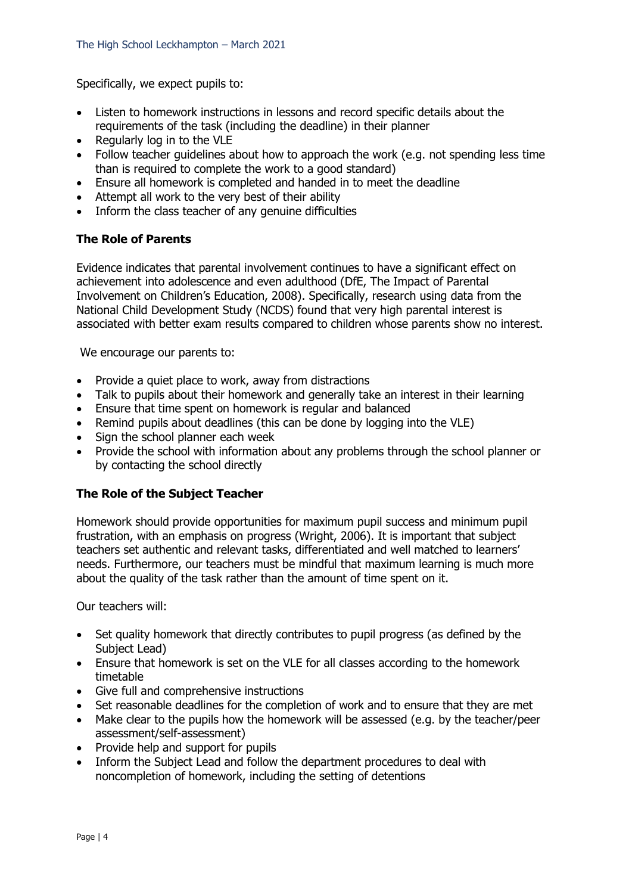Specifically, we expect pupils to:

- Listen to homework instructions in lessons and record specific details about the requirements of the task (including the deadline) in their planner
- Regularly log in to the VLE
- Follow teacher guidelines about how to approach the work (e.g. not spending less time than is required to complete the work to a good standard)
- Ensure all homework is completed and handed in to meet the deadline
- Attempt all work to the very best of their ability
- Inform the class teacher of any genuine difficulties

### The Role of Parents

Evidence indicates that parental involvement continues to have a significant effect on achievement into adolescence and even adulthood (DfE, The Impact of Parental Involvement on Children's Education, 2008). Specifically, research using data from the National Child Development Study (NCDS) found that very high parental interest is associated with better exam results compared to children whose parents show no interest.

We encourage our parents to:

- Provide a quiet place to work, away from distractions
- Talk to pupils about their homework and generally take an interest in their learning
- Ensure that time spent on homework is regular and balanced
- Remind pupils about deadlines (this can be done by logging into the VLE)
- Sign the school planner each week
- Provide the school with information about any problems through the school planner or by contacting the school directly

### The Role of the Subject Teacher

Homework should provide opportunities for maximum pupil success and minimum pupil frustration, with an emphasis on progress (Wright, 2006). It is important that subject teachers set authentic and relevant tasks, differentiated and well matched to learners' needs. Furthermore, our teachers must be mindful that maximum learning is much more about the quality of the task rather than the amount of time spent on it.

Our teachers will:

- Set quality homework that directly contributes to pupil progress (as defined by the Subject Lead)
- Ensure that homework is set on the VLE for all classes according to the homework timetable
- Give full and comprehensive instructions
- Set reasonable deadlines for the completion of work and to ensure that they are met
- Make clear to the pupils how the homework will be assessed (e.g. by the teacher/peer assessment/self-assessment)
- Provide help and support for pupils
- Inform the Subject Lead and follow the department procedures to deal with noncompletion of homework, including the setting of detentions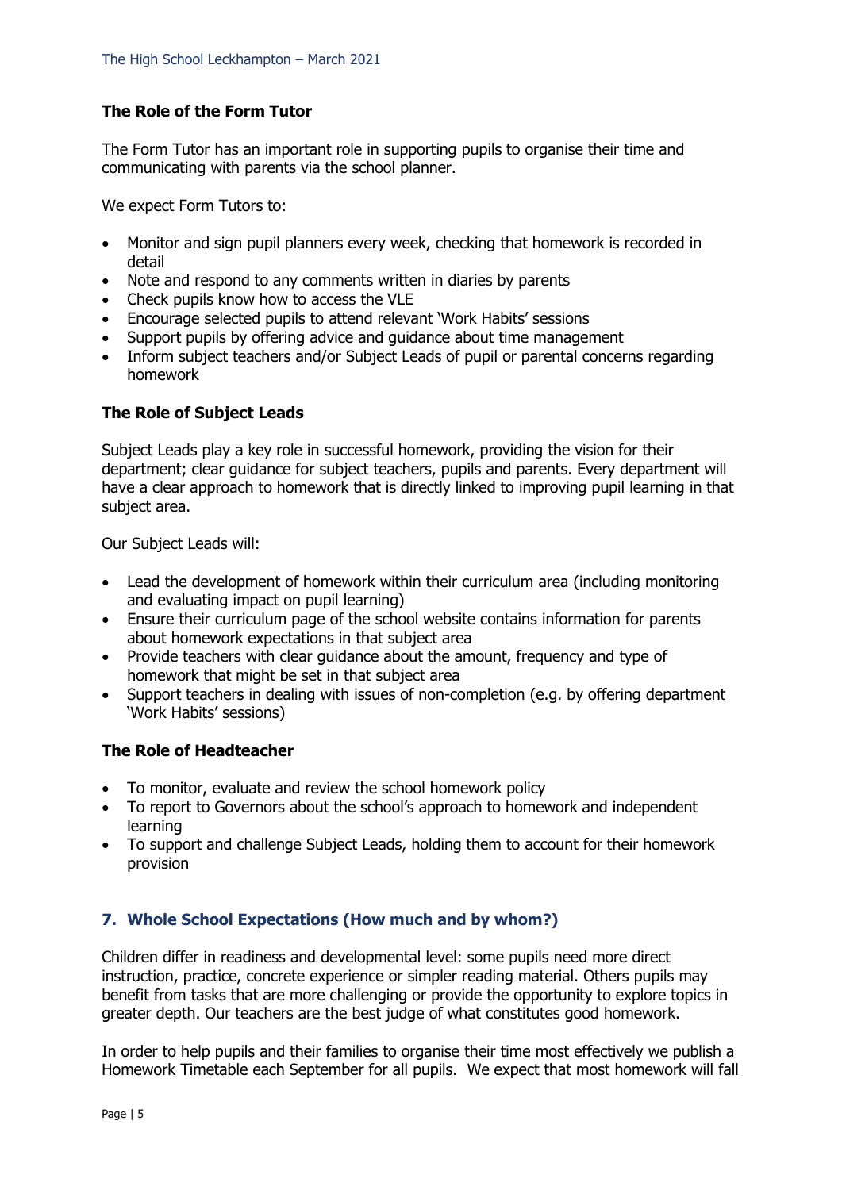### The Role of the Form Tutor

The Form Tutor has an important role in supporting pupils to organise their time and communicating with parents via the school planner.

We expect Form Tutors to:

- Monitor and sign pupil planners every week, checking that homework is recorded in detail
- Note and respond to any comments written in diaries by parents
- Check pupils know how to access the VLE
- Encourage selected pupils to attend relevant 'Work Habits' sessions
- Support pupils by offering advice and guidance about time management
- Inform subject teachers and/or Subject Leads of pupil or parental concerns regarding homework

### The Role of Subject Leads

Subject Leads play a key role in successful homework, providing the vision for their department; clear guidance for subject teachers, pupils and parents. Every department will have a clear approach to homework that is directly linked to improving pupil learning in that subject area.

Our Subject Leads will:

- Lead the development of homework within their curriculum area (including monitoring and evaluating impact on pupil learning)
- Ensure their curriculum page of the school website contains information for parents about homework expectations in that subject area
- Provide teachers with clear guidance about the amount, frequency and type of homework that might be set in that subject area
- Support teachers in dealing with issues of non-completion (e.g. by offering department 'Work Habits' sessions)

### The Role of Headteacher

- To monitor, evaluate and review the school homework policy
- To report to Governors about the school's approach to homework and independent learning
- To support and challenge Subject Leads, holding them to account for their homework provision

## 7. Whole School Expectations (How much and by whom?)

Children differ in readiness and developmental level: some pupils need more direct instruction, practice, concrete experience or simpler reading material. Others pupils may benefit from tasks that are more challenging or provide the opportunity to explore topics in greater depth. Our teachers are the best judge of what constitutes good homework.

In order to help pupils and their families to organise their time most effectively we publish a Homework Timetable each September for all pupils. We expect that most homework will fall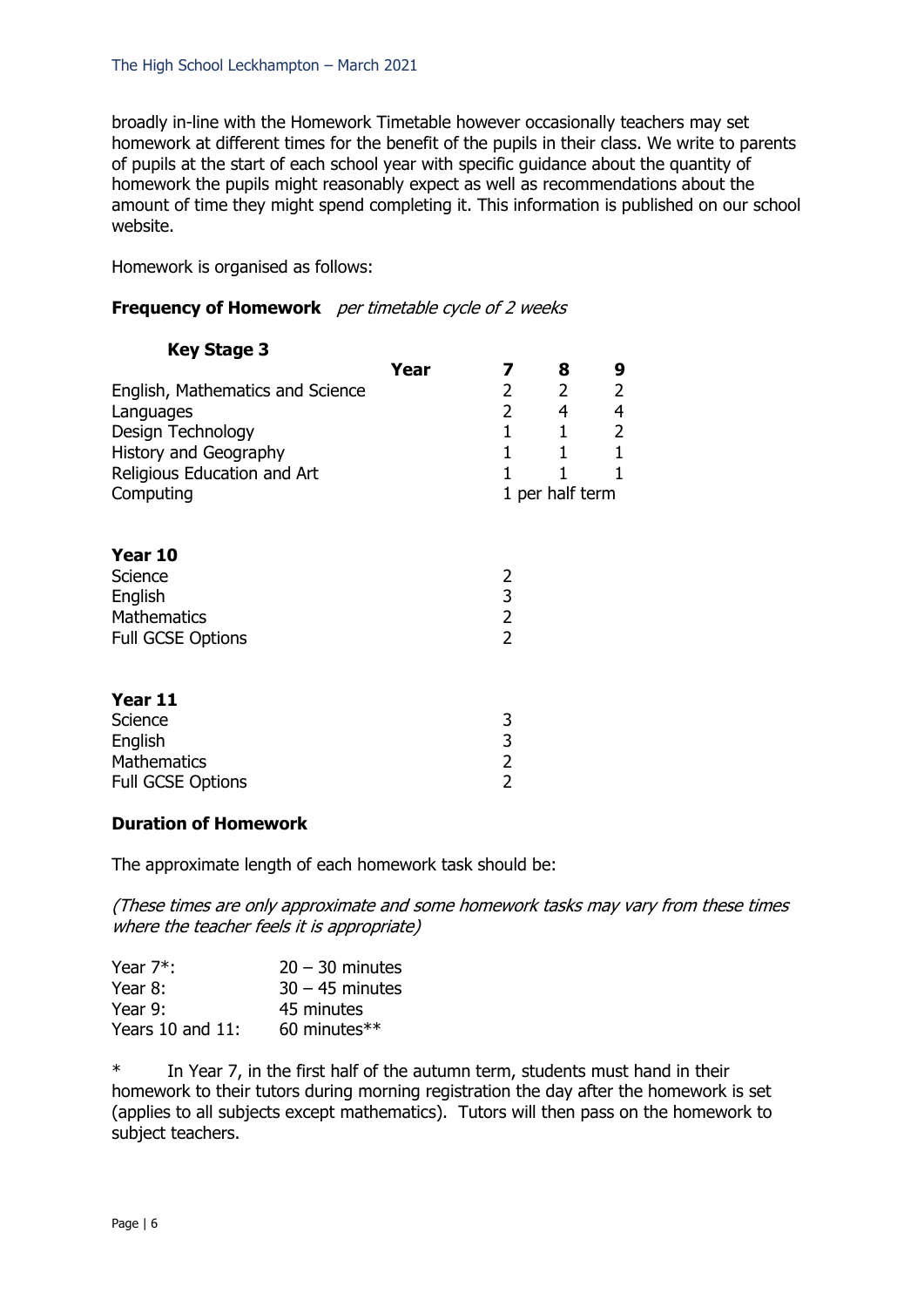broadly in-line with the Homework Timetable however occasionally teachers may set homework at different times for the benefit of the pupils in their class. We write to parents of pupils at the start of each school year with specific guidance about the quantity of homework the pupils might reasonably expect as well as recommendations about the amount of time they might spend completing it. This information is published on our school website.

Homework is organised as follows:

**Frequency of Homework** *per timetable cycle of 2 weeks*

**Key Stage 3**

| Year | 7 | 8 | 9 |
|---|---|---|---|
| English, Mathematics and Science | 2 | 2 | 2 |
| Languages | 2 | 4 | 4 |
| Design Technology | 1 | 1 | 2 |
| History and Geography | 1 | 1 | 1 |
| Religious Education and Art | 1 | 1 | 1 |
| Computing | 1 per half term | | |

**Year 10**

| | |
|---|---|
| Science | 2 |
| English | 3 |
| Mathematics | 2 |
| Full GCSE Options | 2 |

**Year 11**

| | |
|---|---|
| Science | 3 |
| English | 3 |
| Mathematics | 2 |
| Full GCSE Options | 2 |

**Duration of Homework**

The approximate length of each homework task should be:

*(These times are only approximate and some homework tasks may vary from these times where the teacher feels it is appropriate)*

| | |
|---|---|
| Year 7*: | 20 – 30 minutes |
| Year 8: | 30 – 45 minutes |
| Year 9: | 45 minutes |
| Years 10 and 11: | 60 minutes** |

* In Year 7, in the first half of the autumn term, students must hand in their homework to their tutors during morning registration the day after the homework is set (applies to all subjects except mathematics). Tutors will then pass on the homework to subject teachers.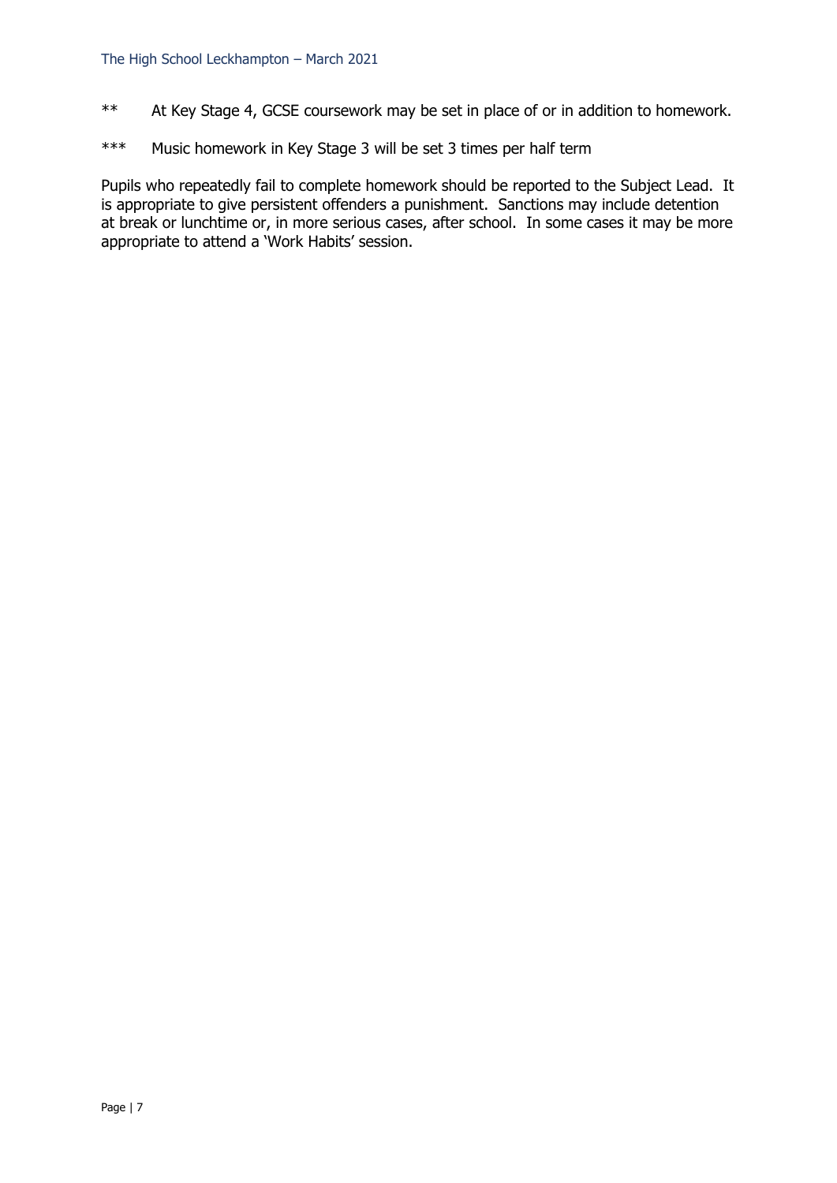** At Key Stage 4, GCSE coursework may be set in place of or in addition to homework.

*** Music homework in Key Stage 3 will be set 3 times per half term

Pupils who repeatedly fail to complete homework should be reported to the Subject Lead. It is appropriate to give persistent offenders a punishment. Sanctions may include detention at break or lunchtime or, in more serious cases, after school. In some cases it may be more appropriate to attend a 'Work Habits' session.